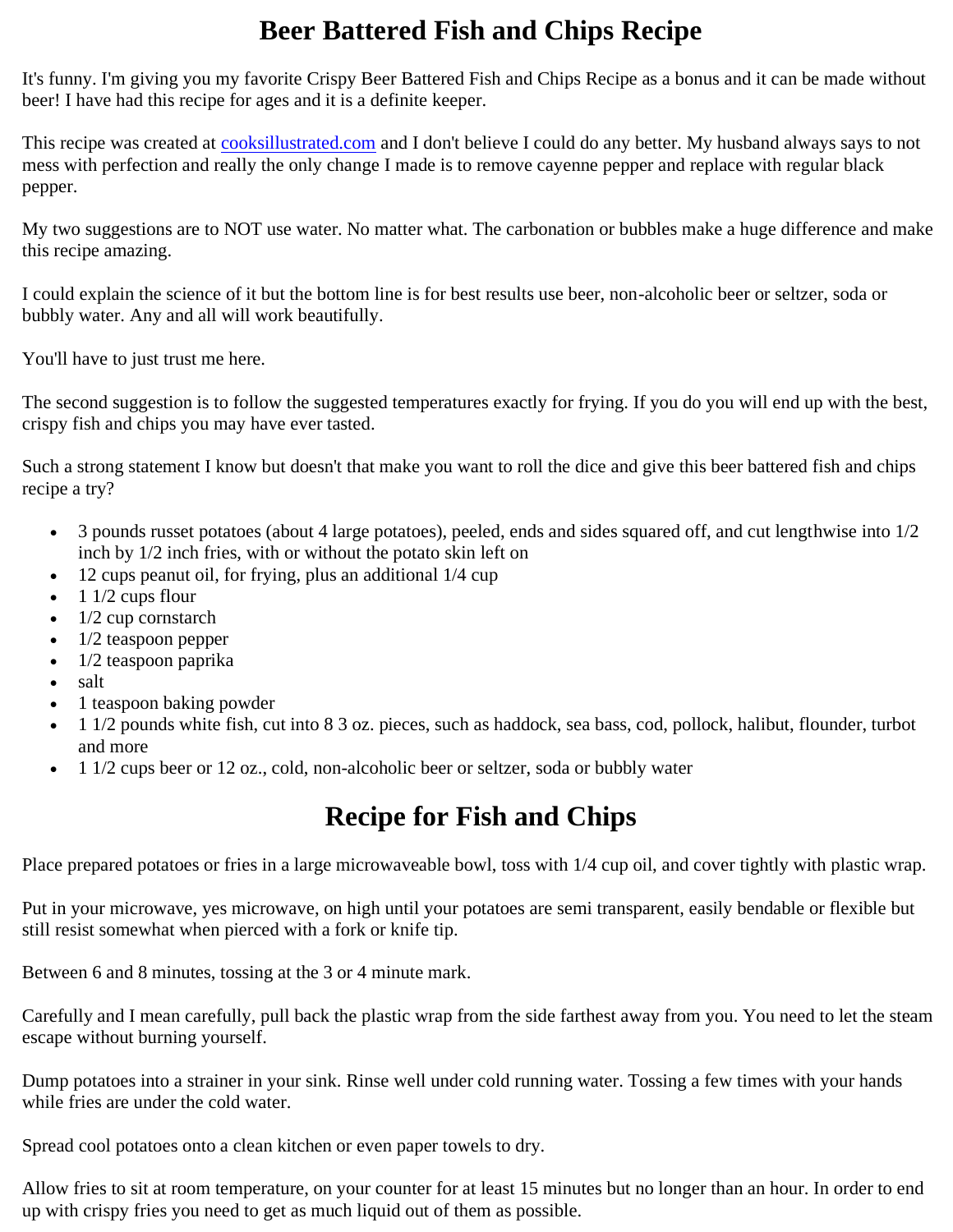# Beer Battered Fish and Chips Recipe

It's funny. I'm giving you my favorite Crispy Beer Battered Fish and Chips Recipe as a bonus and it can be made without beer! I have had this recipe for ages and it is a definite keeper.

This recipe was created at [cooksillustrated.com](cooksillustrated.com) and I don't believe I could do any better. My husband always says to not mess with perfection and really the only change I made is to remove cayenne pepper and replace with regular black pepper.

My two suggestions are to NOT use water. No matter what. The carbonation or bubbles make a huge difference and make this recipe amazing.

I could explain the science of it but the bottom line is for best results use beer, non-alcoholic beer or seltzer, soda or bubbly water. Any and all will work beautifully.

You'll have to just trust me here.

The second suggestion is to follow the suggested temperatures exactly for frying. If you do you will end up with the best, crispy fish and chips you may have ever tasted.

Such a strong statement I know but doesn't that make you want to roll the dice and give this beer battered fish and chips recipe a try?

- 3 pounds russet potatoes (about 4 large potatoes), peeled, ends and sides squared off, and cut lengthwise into 1/2 inch by 1/2 inch fries, with or without the potato skin left on
- 12 cups peanut oil, for frying, plus an additional 1/4 cup
- 1 1/2 cups flour
- 1/2 cup cornstarch
- 1/2 teaspoon pepper
- 1/2 teaspoon paprika
- salt
- 1 teaspoon baking powder
- 1 1/2 pounds white fish, cut into 8 3 oz. pieces, such as haddock, sea bass, cod, pollock, halibut, flounder, turbot and more
- 1 1/2 cups beer or 12 oz., cold, non-alcoholic beer or seltzer, soda or bubbly water

# Recipe for Fish and Chips

Place prepared potatoes or fries in a large microwaveable bowl, toss with 1/4 cup oil, and cover tightly with plastic wrap.

Put in your microwave, yes microwave, on high until your potatoes are semi transparent, easily bendable or flexible but still resist somewhat when pierced with a fork or knife tip.

Between 6 and 8 minutes, tossing at the 3 or 4 minute mark.

Carefully and I mean carefully, pull back the plastic wrap from the side farthest away from you. You need to let the steam escape without burning yourself.

Dump potatoes into a strainer in your sink. Rinse well under cold running water. Tossing a few times with your hands while fries are under the cold water.

Spread cool potatoes onto a clean kitchen or even paper towels to dry.

Allow fries to sit at room temperature, on your counter for at least 15 minutes but no longer than an hour. In order to end up with crispy fries you need to get as much liquid out of them as possible.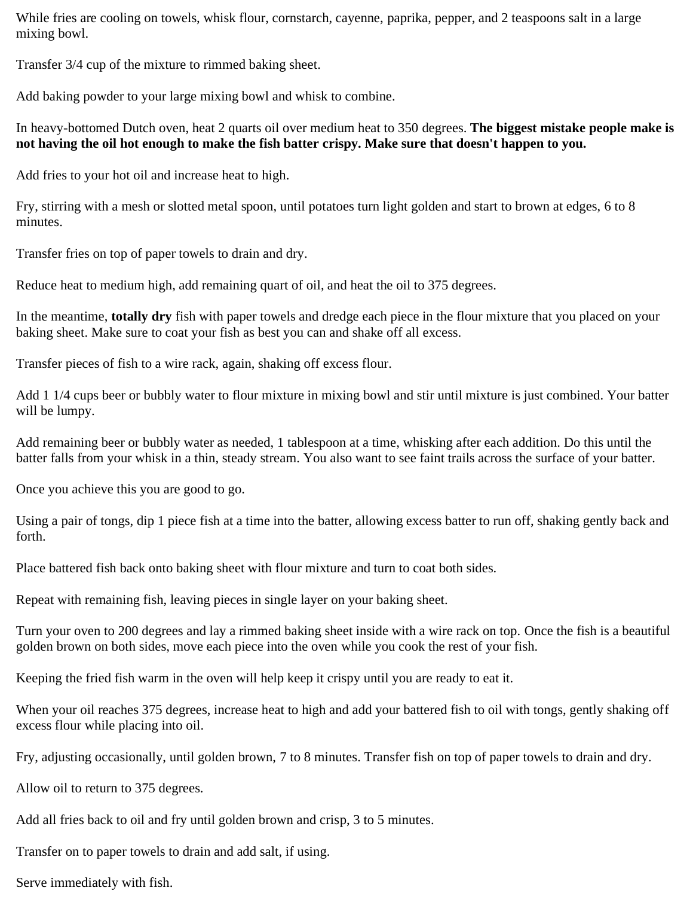While fries are cooling on towels, whisk flour, cornstarch, cayenne, paprika, pepper, and 2 teaspoons salt in a large mixing bowl.

Transfer 3/4 cup of the mixture to rimmed baking sheet.

Add baking powder to your large mixing bowl and whisk to combine.

In heavy-bottomed Dutch oven, heat 2 quarts oil over medium heat to 350 degrees. **The biggest mistake people make is not having the oil hot enough to make the fish batter crispy. Make sure that doesn't happen to you.**

Add fries to your hot oil and increase heat to high.

Fry, stirring with a mesh or slotted metal spoon, until potatoes turn light golden and start to brown at edges, 6 to 8 minutes.

Transfer fries on top of paper towels to drain and dry.

Reduce heat to medium high, add remaining quart of oil, and heat the oil to 375 degrees.

In the meantime, **totally dry** fish with paper towels and dredge each piece in the flour mixture that you placed on your baking sheet. Make sure to coat your fish as best you can and shake off all excess.

Transfer pieces of fish to a wire rack, again, shaking off excess flour.

Add 1 1/4 cups beer or bubbly water to flour mixture in mixing bowl and stir until mixture is just combined. Your batter will be lumpy.

Add remaining beer or bubbly water as needed, 1 tablespoon at a time, whisking after each addition. Do this until the batter falls from your whisk in a thin, steady stream. You also want to see faint trails across the surface of your batter.

Once you achieve this you are good to go.

Using a pair of tongs, dip 1 piece fish at a time into the batter, allowing excess batter to run off, shaking gently back and forth.

Place battered fish back onto baking sheet with flour mixture and turn to coat both sides.

Repeat with remaining fish, leaving pieces in single layer on your baking sheet.

Turn your oven to 200 degrees and lay a rimmed baking sheet inside with a wire rack on top. Once the fish is a beautiful golden brown on both sides, move each piece into the oven while you cook the rest of your fish.

Keeping the fried fish warm in the oven will help keep it crispy until you are ready to eat it.

When your oil reaches 375 degrees, increase heat to high and add your battered fish to oil with tongs, gently shaking off excess flour while placing into oil.

Fry, adjusting occasionally, until golden brown, 7 to 8 minutes. Transfer fish on top of paper towels to drain and dry.

Allow oil to return to 375 degrees.

Add all fries back to oil and fry until golden brown and crisp, 3 to 5 minutes.

Transfer on to paper towels to drain and add salt, if using.

Serve immediately with fish.